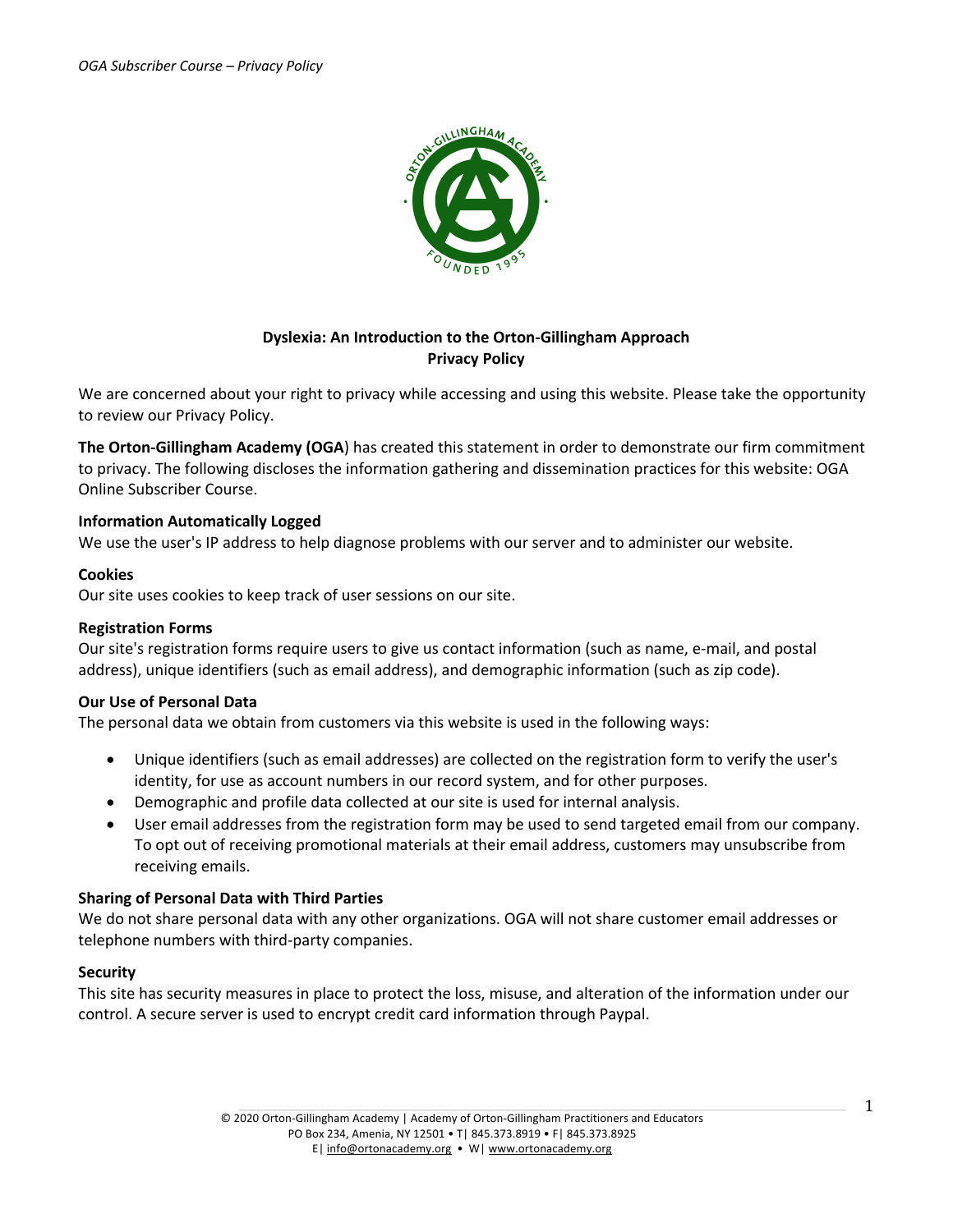# Dyslexia: An Introduction to the Orton-Gillingham Approach

## Privacy Policy

We are concerned about your right to privacy while accessing and using this website. Please take the opportunity to review our Privacy Policy.

**The Orton-Gillingham Academy (OGA**) has created this statement in order to demonstrate our firm commitment to privacy. The following discloses the information gathering and dissemination practices for this website: OGA Online Subscriber Course.

### Information Automatically Logged

We use the user's IP address to help diagnose problems with our server and to administer our website.

### Cookies

Our site uses cookies to keep track of user sessions on our site.

### Registration Forms

Our site's registration forms require users to give us contact information (such as name, e-mail, and postal address), unique identifiers (such as email address), and demographic information (such as zip code).

### Our Use of Personal Data

The personal data we obtain from customers via this website is used in the following ways:

- Unique identifiers (such as email addresses) are collected on the registration form to verify the user's identity, for use as account numbers in our record system, and for other purposes.
- Demographic and profile data collected at our site is used for internal analysis.
- User email addresses from the registration form may be used to send targeted email from our company. To opt out of receiving promotional materials at their email address, customers may unsubscribe from receiving emails.

### Sharing of Personal Data with Third Parties

We do not share personal data with any other organizations. OGA will not share customer email addresses or telephone numbers with third-party companies.

### Security

This site has security measures in place to protect the loss, misuse, and alteration of the information under our control. A secure server is used to encrypt credit card information through Paypal.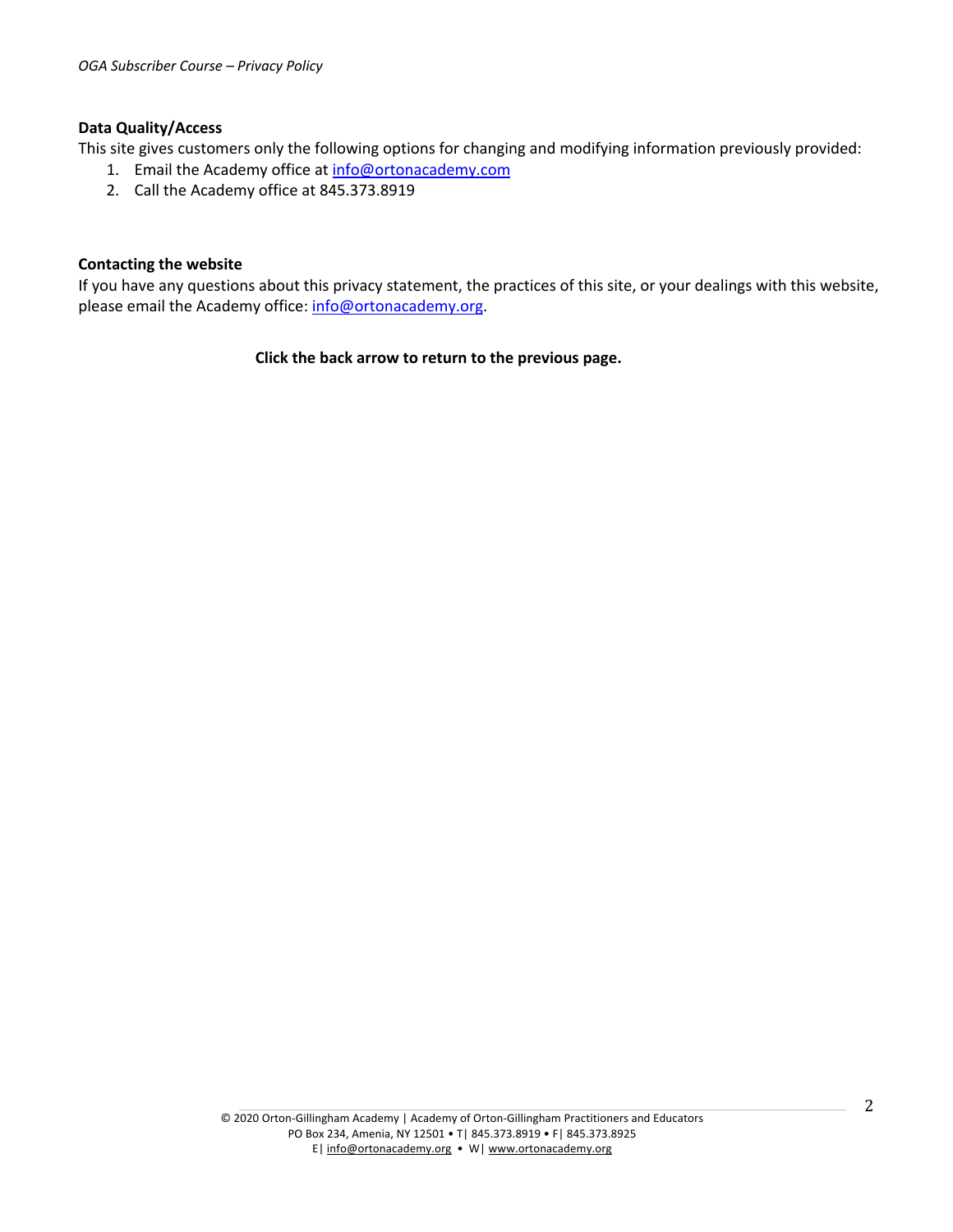**Data Quality/Access**

This site gives customers only the following options for changing and modifying information previously provided:

1. Email the Academy office at info@ortonacademy.com
2. Call the Academy office at 845.373.8919

**Contacting the website**

If you have any questions about this privacy statement, the practices of this site, or your dealings with this website, please email the Academy office: info@ortonacademy.org.

**Click the back arrow to return to the previous page.**